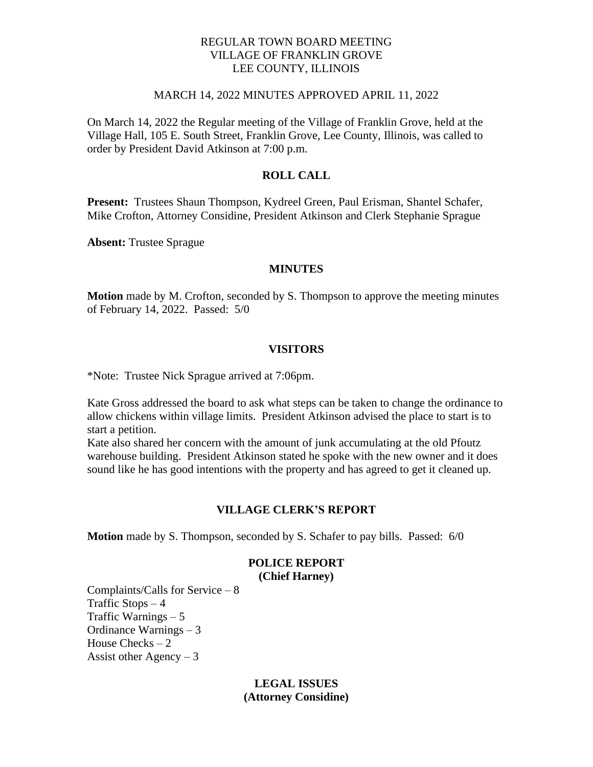REGULAR TOWN BOARD MEETING
VILLAGE OF FRANKLIN GROVE
LEE COUNTY, ILLINOIS

MARCH 14, 2022 MINUTES APPROVED APRIL 11, 2022

On March 14, 2022 the Regular meeting of the Village of Franklin Grove, held at the Village Hall, 105 E. South Street, Franklin Grove, Lee County, Illinois, was called to order by President David Atkinson at 7:00 p.m.

## ROLL CALL

**Present:** Trustees Shaun Thompson, Kydreel Green, Paul Erisman, Shantel Schafer, Mike Crofton, Attorney Considine, President Atkinson and Clerk Stephanie Sprague

**Absent:** Trustee Sprague

## MINUTES

**Motion** made by M. Crofton, seconded by S. Thompson to approve the meeting minutes of February 14, 2022. Passed: 5/0

## VISITORS

*Note: Trustee Nick Sprague arrived at 7:06pm.

Kate Gross addressed the board to ask what steps can be taken to change the ordinance to allow chickens within village limits. President Atkinson advised the place to start is to start a petition.

Kate also shared her concern with the amount of junk accumulating at the old Pfoutz warehouse building. President Atkinson stated he spoke with the new owner and it does sound like he has good intentions with the property and has agreed to get it cleaned up.

## VILLAGE CLERK'S REPORT

**Motion** made by S. Thompson, seconded by S. Schafer to pay bills. Passed: 6/0

## POLICE REPORT
**(Chief Harney)**

Complaints/Calls for Service – 8
Traffic Stops – 4
Traffic Warnings – 5
Ordinance Warnings – 3
House Checks – 2
Assist other Agency – 3

## LEGAL ISSUES
**(Attorney Considine)**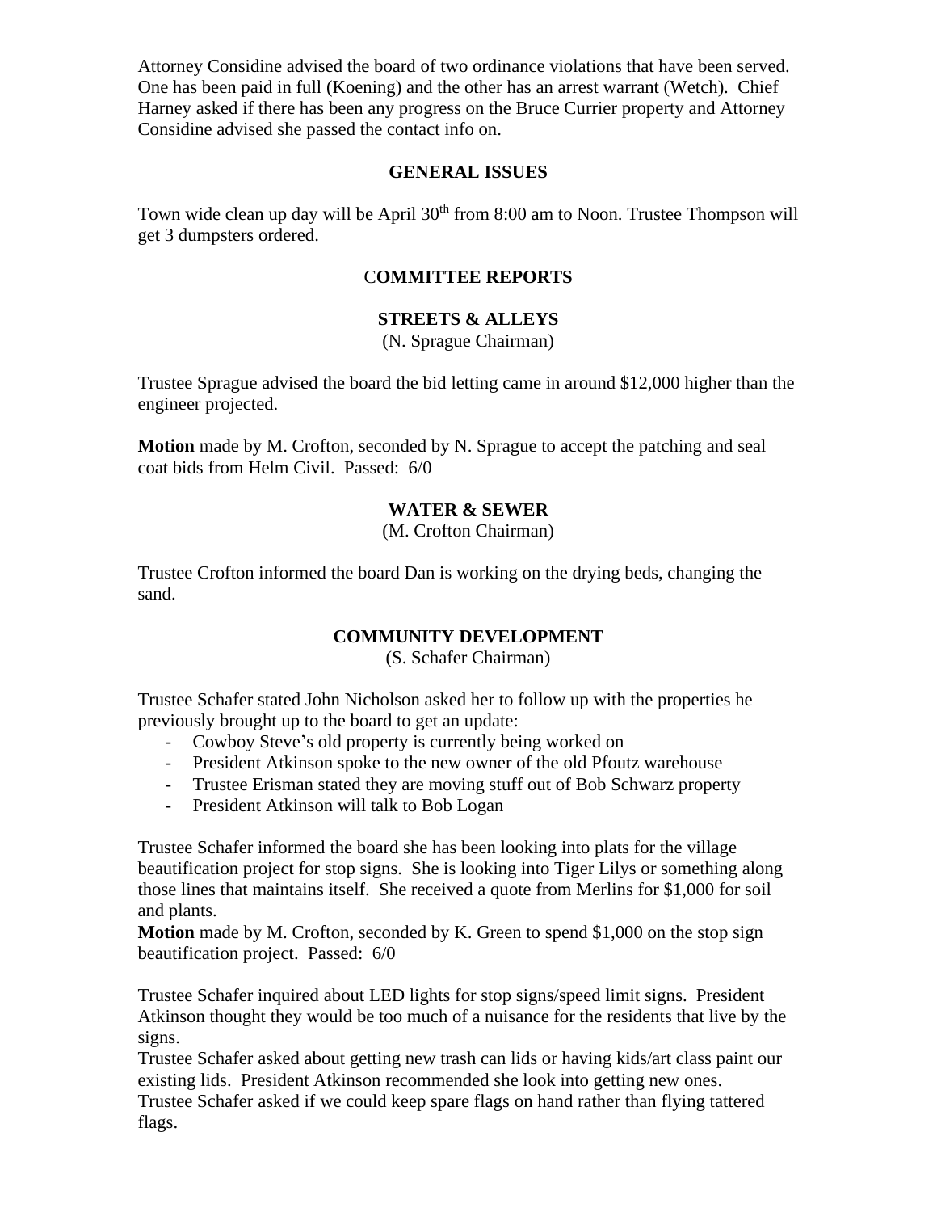Attorney Considine advised the board of two ordinance violations that have been served. One has been paid in full (Koening) and the other has an arrest warrant (Wetch). Chief Harney asked if there has been any progress on the Bruce Currier property and Attorney Considine advised she passed the contact info on.

## GENERAL ISSUES

Town wide clean up day will be April 30th from 8:00 am to Noon. Trustee Thompson will get 3 dumpsters ordered.

## COMMITTEE REPORTS

### STREETS & ALLEYS

(N. Sprague Chairman)

Trustee Sprague advised the board the bid letting came in around $12,000 higher than the engineer projected.

**Motion** made by M. Crofton, seconded by N. Sprague to accept the patching and seal coat bids from Helm Civil. Passed: 6/0

### WATER & SEWER

(M. Crofton Chairman)

Trustee Crofton informed the board Dan is working on the drying beds, changing the sand.

### COMMUNITY DEVELOPMENT

(S. Schafer Chairman)

Trustee Schafer stated John Nicholson asked her to follow up with the properties he previously brought up to the board to get an update:

- Cowboy Steve's old property is currently being worked on
- President Atkinson spoke to the new owner of the old Pfoutz warehouse
- Trustee Erisman stated they are moving stuff out of Bob Schwarz property
- President Atkinson will talk to Bob Logan

Trustee Schafer informed the board she has been looking into plats for the village beautification project for stop signs. She is looking into Tiger Lilys or something along those lines that maintains itself. She received a quote from Merlins for $1,000 for soil and plants.

**Motion** made by M. Crofton, seconded by K. Green to spend $1,000 on the stop sign beautification project. Passed: 6/0

Trustee Schafer inquired about LED lights for stop signs/speed limit signs. President Atkinson thought they would be too much of a nuisance for the residents that live by the signs.

Trustee Schafer asked about getting new trash can lids or having kids/art class paint our existing lids. President Atkinson recommended she look into getting new ones.

Trustee Schafer asked if we could keep spare flags on hand rather than flying tattered flags.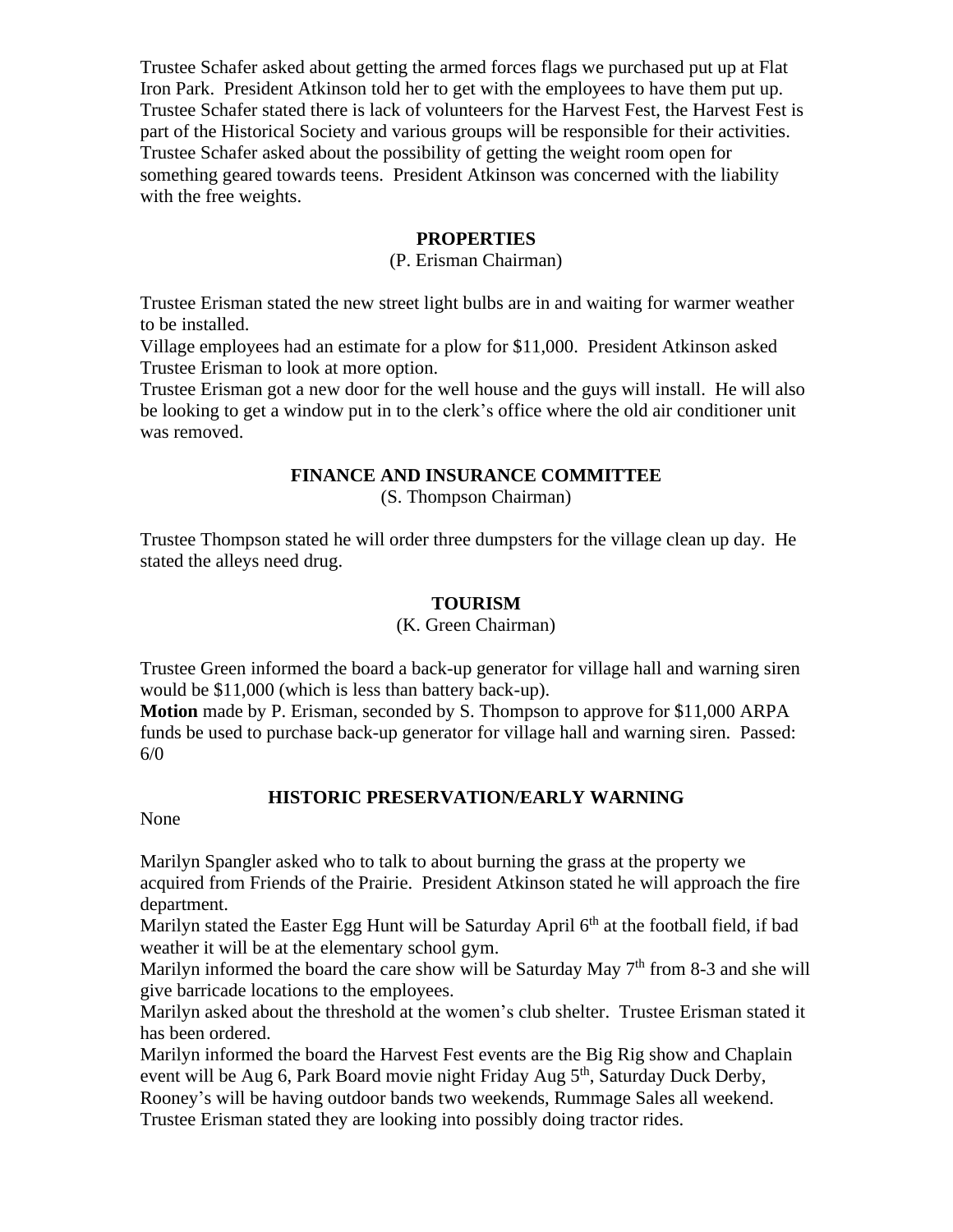Trustee Schafer asked about getting the armed forces flags we purchased put up at Flat Iron Park. President Atkinson told her to get with the employees to have them put up. Trustee Schafer stated there is lack of volunteers for the Harvest Fest, the Harvest Fest is part of the Historical Society and various groups will be responsible for their activities. Trustee Schafer asked about the possibility of getting the weight room open for something geared towards teens. President Atkinson was concerned with the liability with the free weights.

## PROPERTIES

(P. Erisman Chairman)

Trustee Erisman stated the new street light bulbs are in and waiting for warmer weather to be installed.

Village employees had an estimate for a plow for $11,000. President Atkinson asked Trustee Erisman to look at more option.

Trustee Erisman got a new door for the well house and the guys will install. He will also be looking to get a window put in to the clerk's office where the old air conditioner unit was removed.

## FINANCE AND INSURANCE COMMITTEE

(S. Thompson Chairman)

Trustee Thompson stated he will order three dumpsters for the village clean up day. He stated the alleys need drug.

## TOURISM

(K. Green Chairman)

Trustee Green informed the board a back-up generator for village hall and warning siren would be $11,000 (which is less than battery back-up).

**Motion** made by P. Erisman, seconded by S. Thompson to approve for $11,000 ARPA funds be used to purchase back-up generator for village hall and warning siren. Passed: 6/0

## HISTORIC PRESERVATION/EARLY WARNING

None

Marilyn Spangler asked who to talk to about burning the grass at the property we acquired from Friends of the Prairie. President Atkinson stated he will approach the fire department.

Marilyn stated the Easter Egg Hunt will be Saturday April 6th at the football field, if bad weather it will be at the elementary school gym.

Marilyn informed the board the care show will be Saturday May 7th from 8-3 and she will give barricade locations to the employees.

Marilyn asked about the threshold at the women's club shelter. Trustee Erisman stated it has been ordered.

Marilyn informed the board the Harvest Fest events are the Big Rig show and Chaplain event will be Aug 6, Park Board movie night Friday Aug 5th, Saturday Duck Derby, Rooney's will be having outdoor bands two weekends, Rummage Sales all weekend. Trustee Erisman stated they are looking into possibly doing tractor rides.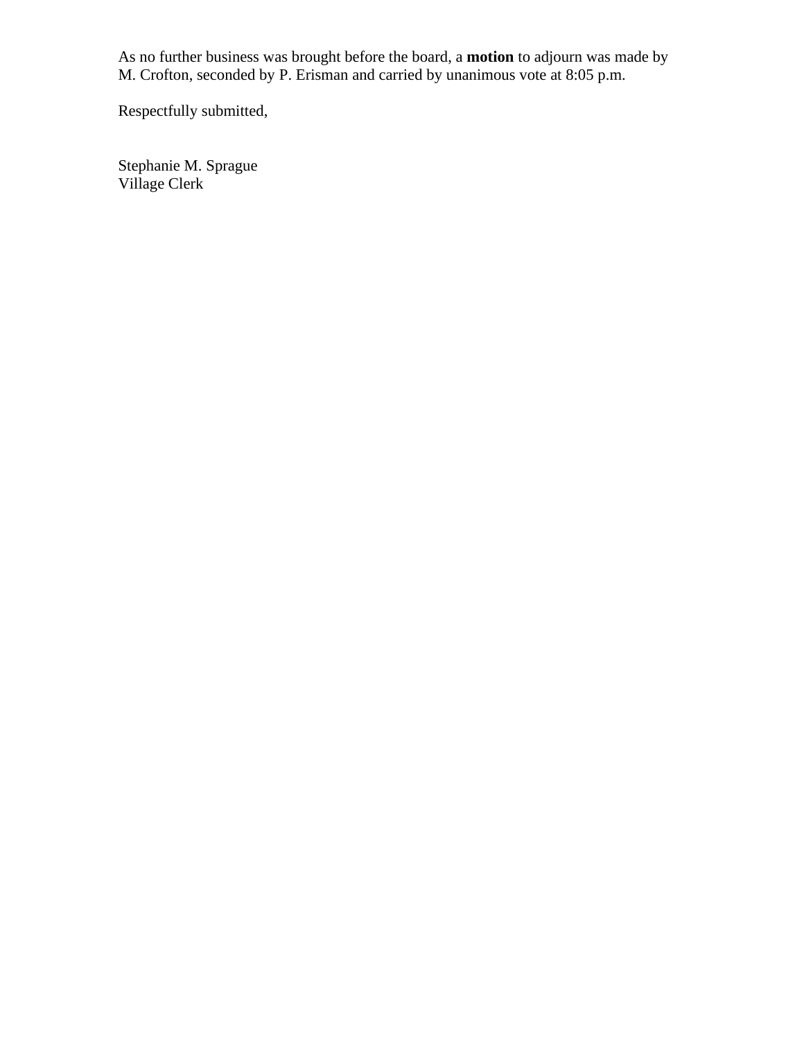As no further business was brought before the board, a **motion** to adjourn was made by M. Crofton, seconded by P. Erisman and carried by unanimous vote at 8:05 p.m.

Respectfully submitted,

Stephanie M. Sprague
Village Clerk